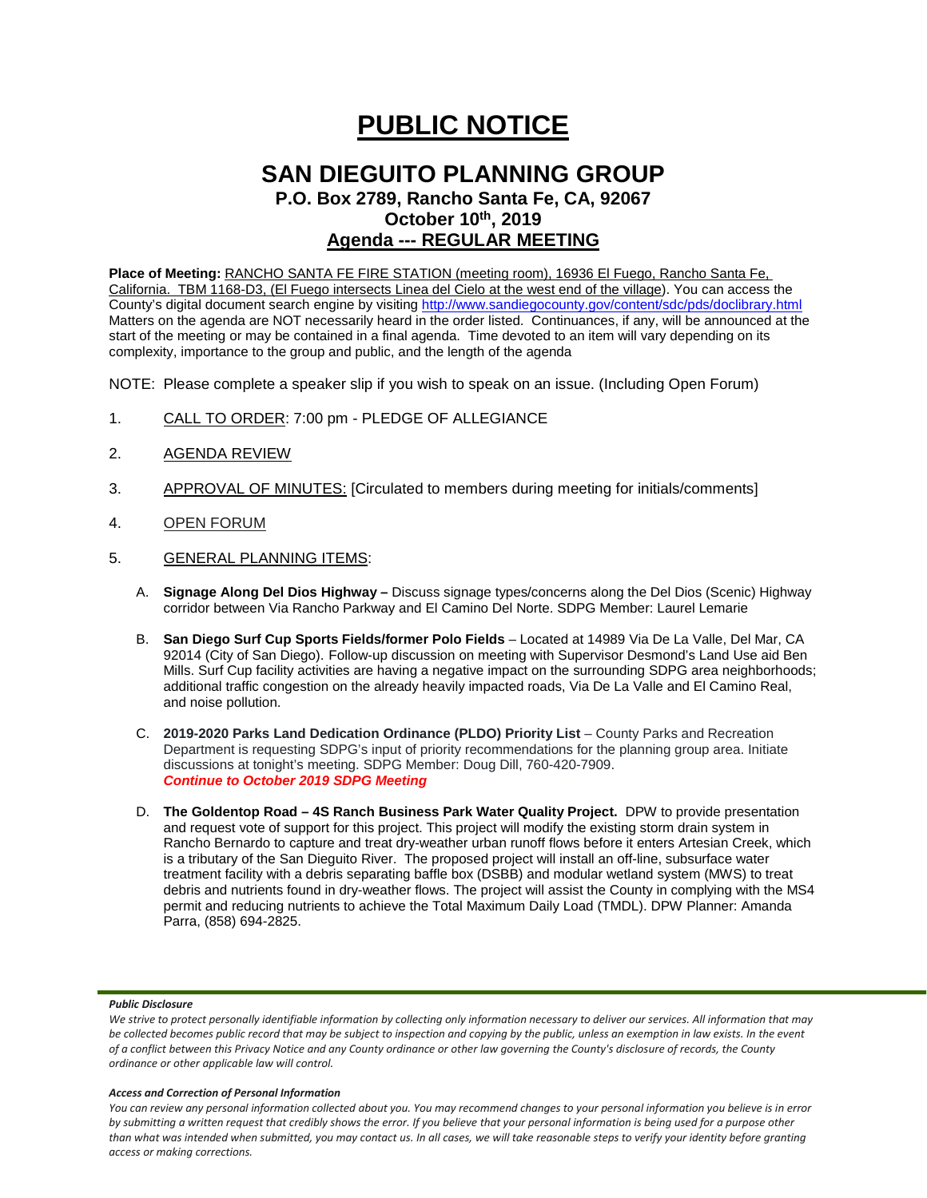# PUBLIC NOTICE

## SAN DIEGUITO PLANNING GROUP

### P.O. Box 2789, Rancho Santa Fe, CA, 92067

### October 10th, 2019

### Agenda --- REGULAR MEETING

**Place of Meeting:** RANCHO SANTA FE FIRE STATION (meeting room), 16936 El Fuego, Rancho Santa Fe, California. TBM 1168-D3, (El Fuego intersects Linea del Cielo at the west end of the village). You can access the County's digital document search engine by visiting http://www.sandiegocounty.gov/content/sdc/pds/doclibrary.html Matters on the agenda are NOT necessarily heard in the order listed. Continuances, if any, will be announced at the start of the meeting or may be contained in a final agenda. Time devoted to an item will vary depending on its complexity, importance to the group and public, and the length of the agenda

NOTE: Please complete a speaker slip if you wish to speak on an issue. (Including Open Forum)

1. CALL TO ORDER: 7:00 pm - PLEDGE OF ALLEGIANCE

2. AGENDA REVIEW

3. APPROVAL OF MINUTES: [Circulated to members during meeting for initials/comments]

4. OPEN FORUM

5. GENERAL PLANNING ITEMS:

   A. **Signage Along Del Dios Highway –** Discuss signage types/concerns along the Del Dios (Scenic) Highway corridor between Via Rancho Parkway and El Camino Del Norte. SDPG Member: Laurel Lemarie

   B. **San Diego Surf Cup Sports Fields/former Polo Fields** – Located at 14989 Via De La Valle, Del Mar, CA 92014 (City of San Diego). Follow-up discussion on meeting with Supervisor Desmond's Land Use aid Ben Mills. Surf Cup facility activities are having a negative impact on the surrounding SDPG area neighborhoods; additional traffic congestion on the already heavily impacted roads, Via De La Valle and El Camino Real, and noise pollution.

   C. **2019-2020 Parks Land Dedication Ordinance (PLDO) Priority List** – County Parks and Recreation Department is requesting SDPG's input of priority recommendations for the planning group area. Initiate discussions at tonight's meeting. SDPG Member: Doug Dill, 760-420-7909.
   ***Continue to October 2019 SDPG Meeting***

   D. **The Goldentop Road – 4S Ranch Business Park Water Quality Project.** DPW to provide presentation and request vote of support for this project. This project will modify the existing storm drain system in Rancho Bernardo to capture and treat dry-weather urban runoff flows before it enters Artesian Creek, which is a tributary of the San Dieguito River. The proposed project will install an off-line, subsurface water treatment facility with a debris separating baffle box (DSBB) and modular wetland system (MWS) to treat debris and nutrients found in dry-weather flows. The project will assist the County in complying with the MS4 permit and reducing nutrients to achieve the Total Maximum Daily Load (TMDL). DPW Planner: Amanda Parra, (858) 694-2825.

***Public Disclosure***

*We strive to protect personally identifiable information by collecting only information necessary to deliver our services. All information that may be collected becomes public record that may be subject to inspection and copying by the public, unless an exemption in law exists. In the event of a conflict between this Privacy Notice and any County ordinance or other law governing the County's disclosure of records, the County ordinance or other applicable law will control.*

***Access and Correction of Personal Information***

*You can review any personal information collected about you. You may recommend changes to your personal information you believe is in error by submitting a written request that credibly shows the error. If you believe that your personal information is being used for a purpose other than what was intended when submitted, you may contact us. In all cases, we will take reasonable steps to verify your identity before granting access or making corrections.*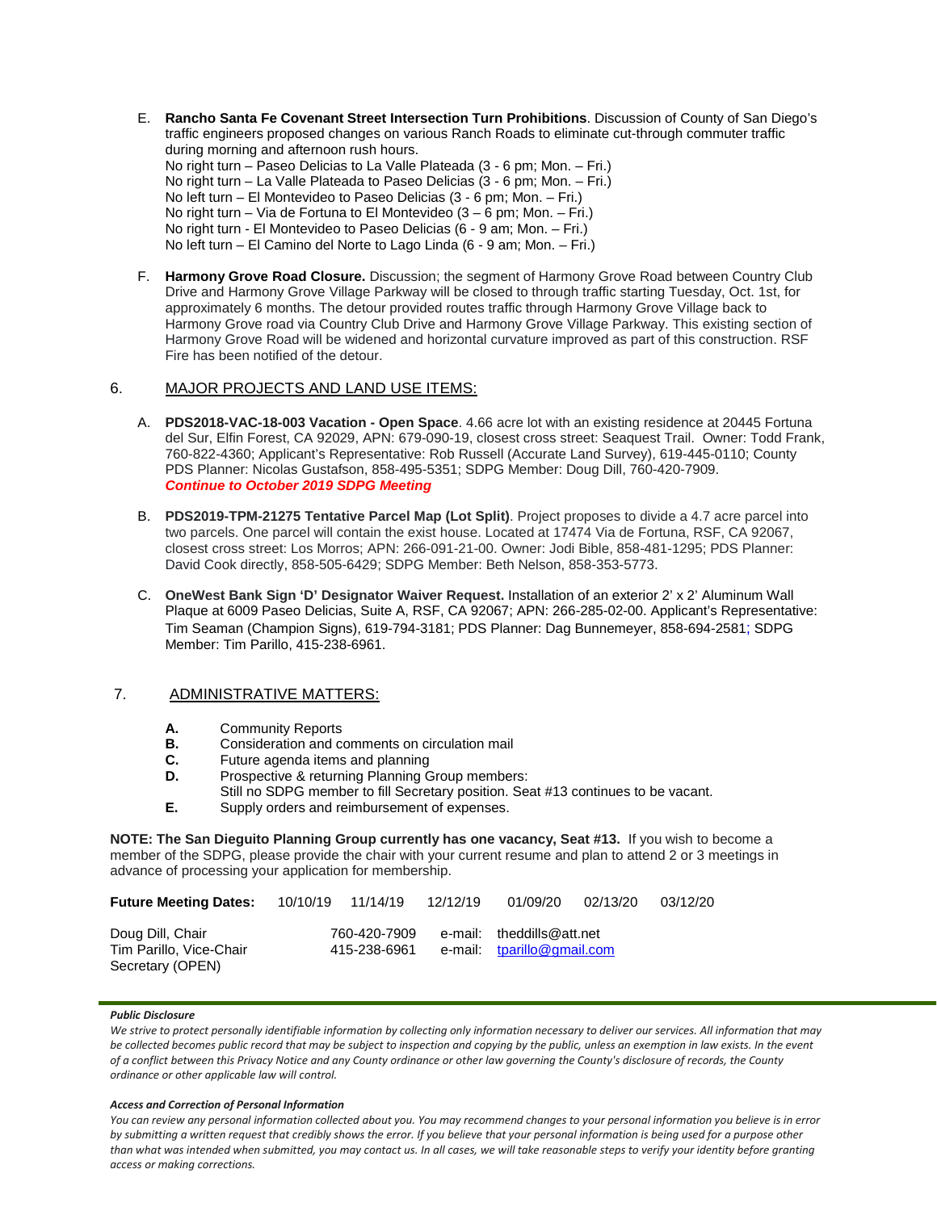E. **Rancho Santa Fe Covenant Street Intersection Turn Prohibitions**. Discussion of County of San Diego's traffic engineers proposed changes on various Ranch Roads to eliminate cut-through commuter traffic during morning and afternoon rush hours.
No right turn – Paseo Delicias to La Valle Plateada (3 - 6 pm; Mon. – Fri.)
No right turn – La Valle Plateada to Paseo Delicias (3 - 6 pm; Mon. – Fri.)
No left turn – El Montevideo to Paseo Delicias (3 - 6 pm; Mon. – Fri.)
No right turn – Via de Fortuna to El Montevideo (3 – 6 pm; Mon. – Fri.)
No right turn - El Montevideo to Paseo Delicias (6 - 9 am; Mon. – Fri.)
No left turn – El Camino del Norte to Lago Linda (6 - 9 am; Mon. – Fri.)

F. **Harmony Grove Road Closure.** Discussion; the segment of Harmony Grove Road between Country Club Drive and Harmony Grove Village Parkway will be closed to through traffic starting Tuesday, Oct. 1st, for approximately 6 months. The detour provided routes traffic through Harmony Grove Village back to Harmony Grove road via Country Club Drive and Harmony Grove Village Parkway. This existing section of Harmony Grove Road will be widened and horizontal curvature improved as part of this construction. RSF Fire has been notified of the detour.

## 6. MAJOR PROJECTS AND LAND USE ITEMS:

A. **PDS2018-VAC-18-003 Vacation - Open Space**. 4.66 acre lot with an existing residence at 20445 Fortuna del Sur, Elfin Forest, CA 92029, APN: 679-090-19, closest cross street: Seaquest Trail. Owner: Todd Frank, 760-822-4360; Applicant's Representative: Rob Russell (Accurate Land Survey), 619-445-0110; County PDS Planner: Nicolas Gustafson, 858-495-5351; SDPG Member: Doug Dill, 760-420-7909.
***Continue to October 2019 SDPG Meeting***

B. **PDS2019-TPM-21275 Tentative Parcel Map (Lot Split)**. Project proposes to divide a 4.7 acre parcel into two parcels. One parcel will contain the exist house. Located at 17474 Via de Fortuna, RSF, CA 92067, closest cross street: Los Morros; APN: 266-091-21-00. Owner: Jodi Bible, 858-481-1295; PDS Planner: David Cook directly, 858-505-6429; SDPG Member: Beth Nelson, 858-353-5773.

C. **OneWest Bank Sign 'D' Designator Waiver Request.** Installation of an exterior 2' x 2' Aluminum Wall Plaque at 6009 Paseo Delicias, Suite A, RSF, CA 92067; APN: 266-285-02-00. Applicant's Representative: Tim Seaman (Champion Signs), 619-794-3181; PDS Planner: Dag Bunnemeyer, 858-694-2581; SDPG Member: Tim Parillo, 415-238-6961.

## 7. ADMINISTRATIVE MATTERS:

**A.** Community Reports
**B.** Consideration and comments on circulation mail
**C.** Future agenda items and planning
**D.** Prospective & returning Planning Group members:
Still no SDPG member to fill Secretary position. Seat #13 continues to be vacant.
**E.** Supply orders and reimbursement of expenses.

**NOTE: The San Dieguito Planning Group currently has one vacancy, Seat #13.** If you wish to become a member of the SDPG, please provide the chair with your current resume and plan to attend 2 or 3 meetings in advance of processing your application for membership.

**Future Meeting Dates:** 10/10/19 11/14/19 12/12/19 01/09/20 02/13/20 03/12/20

| | | |
|---|---|---|
| Doug Dill, Chair | 760-420-7909 | e-mail: theddills@att.net |
| Tim Parillo, Vice-Chair | 415-238-6961 | e-mail: tparillo@gmail.com |
| Secretary (OPEN) | | |

***Public Disclosure***

*We strive to protect personally identifiable information by collecting only information necessary to deliver our services. All information that may be collected becomes public record that may be subject to inspection and copying by the public, unless an exemption in law exists. In the event of a conflict between this Privacy Notice and any County ordinance or other law governing the County's disclosure of records, the County ordinance or other applicable law will control.*

***Access and Correction of Personal Information***

*You can review any personal information collected about you. You may recommend changes to your personal information you believe is in error by submitting a written request that credibly shows the error. If you believe that your personal information is being used for a purpose other than what was intended when submitted, you may contact us. In all cases, we will take reasonable steps to verify your identity before granting access or making corrections.*